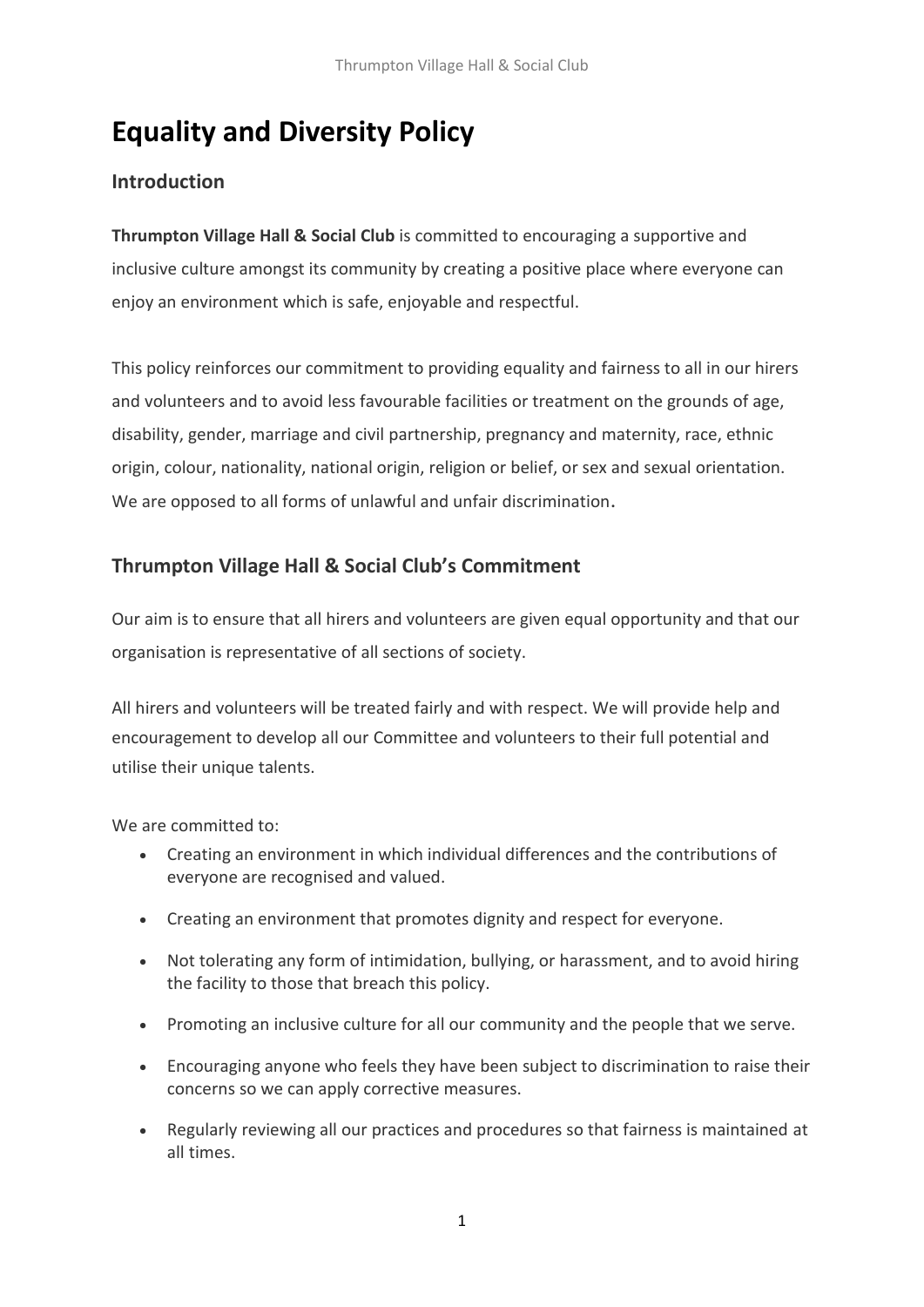# Equality and Diversity Policy

## Introduction

**Thrumpton Village Hall & Social Club** is committed to encouraging a supportive and inclusive culture amongst its community by creating a positive place where everyone can enjoy an environment which is safe, enjoyable and respectful.

This policy reinforces our commitment to providing equality and fairness to all in our hirers and volunteers and to avoid less favourable facilities or treatment on the grounds of age, disability, gender, marriage and civil partnership, pregnancy and maternity, race, ethnic origin, colour, nationality, national origin, religion or belief, or sex and sexual orientation. We are opposed to all forms of unlawful and unfair discrimination.

## Thrumpton Village Hall & Social Club's Commitment

Our aim is to ensure that all hirers and volunteers are given equal opportunity and that our organisation is representative of all sections of society.

All hirers and volunteers will be treated fairly and with respect. We will provide help and encouragement to develop all our Committee and volunteers to their full potential and utilise their unique talents.

We are committed to:

- Creating an environment in which individual differences and the contributions of everyone are recognised and valued.
- Creating an environment that promotes dignity and respect for everyone.
- Not tolerating any form of intimidation, bullying, or harassment, and to avoid hiring the facility to those that breach this policy.
- Promoting an inclusive culture for all our community and the people that we serve.
- Encouraging anyone who feels they have been subject to discrimination to raise their concerns so we can apply corrective measures.
- Regularly reviewing all our practices and procedures so that fairness is maintained at all times.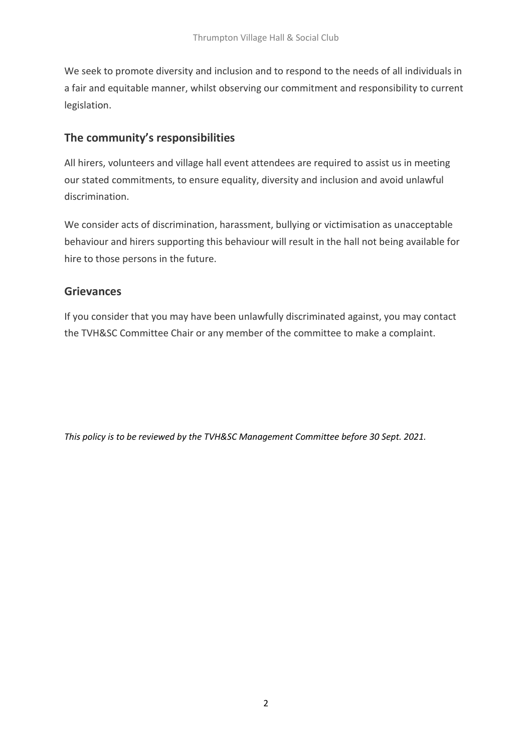We seek to promote diversity and inclusion and to respond to the needs of all individuals in a fair and equitable manner, whilst observing our commitment and responsibility to current legislation.

## The community's responsibilities

All hirers, volunteers and village hall event attendees are required to assist us in meeting our stated commitments, to ensure equality, diversity and inclusion and avoid unlawful discrimination.

We consider acts of discrimination, harassment, bullying or victimisation as unacceptable behaviour and hirers supporting this behaviour will result in the hall not being available for hire to those persons in the future.

## Grievances

If you consider that you may have been unlawfully discriminated against, you may contact the TVH&SC Committee Chair or any member of the committee to make a complaint.

*This policy is to be reviewed by the TVH&SC Management Committee before 30 Sept. 2021.*